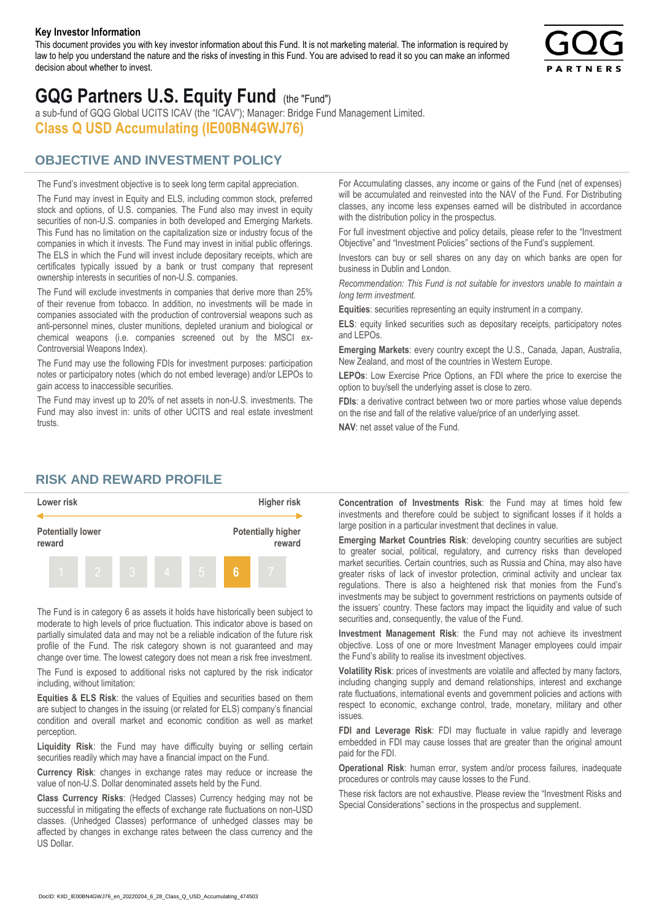**Key Investor Information**

This document provides you with key investor information about this Fund. It is not marketing material. The information is required by law to help you understand the nature and the risks of investing in this Fund. You are advised to read it so you can make an informed decision about whether to invest.

# GQG Partners U.S. Equity Fund (the "Fund")

a sub-fund of GQG Global UCITS ICAV (the "ICAV"); Manager: Bridge Fund Management Limited.

**Class Q USD Accumulating (IE00BN4GWJ76)**

## OBJECTIVE AND INVESTMENT POLICY

The Fund's investment objective is to seek long term capital appreciation.

The Fund may invest in Equity and ELS, including common stock, preferred stock and options, of U.S. companies. The Fund also may invest in equity securities of non-U.S. companies in both developed and Emerging Markets. This Fund has no limitation on the capitalization size or industry focus of the companies in which it invests. The Fund may invest in initial public offerings. The ELS in which the Fund will invest include depositary receipts, which are certificates typically issued by a bank or trust company that represent ownership interests in securities of non-U.S. companies.

The Fund will exclude investments in companies that derive more than 25% of their revenue from tobacco. In addition, no investments will be made in companies associated with the production of controversial weapons such as anti-personnel mines, cluster munitions, depleted uranium and biological or chemical weapons (i.e. companies screened out by the MSCI ex-Controversial Weapons Index).

The Fund may use the following FDIs for investment purposes: participation notes or participatory notes (which do not embed leverage) and/or LEPOs to gain access to inaccessible securities.

The Fund may invest up to 20% of net assets in non-U.S. investments. The Fund may also invest in: units of other UCITS and real estate investment trusts.

For Accumulating classes, any income or gains of the Fund (net of expenses) will be accumulated and reinvested into the NAV of the Fund. For Distributing classes, any income less expenses earned will be distributed in accordance with the distribution policy in the prospectus.

For full investment objective and policy details, please refer to the "Investment Objective" and "Investment Policies" sections of the Fund's supplement.

Investors can buy or sell shares on any day on which banks are open for business in Dublin and London.

*Recommendation: This Fund is not suitable for investors unable to maintain a long term investment.*

**Equities**: securities representing an equity instrument in a company.

**ELS**: equity linked securities such as depositary receipts, participatory notes and LEPOs.

**Emerging Markets**: every country except the U.S., Canada, Japan, Australia, New Zealand, and most of the countries in Western Europe.

**LEPOs**: Low Exercise Price Options, an FDI where the price to exercise the option to buy/sell the underlying asset is close to zero.

**FDIs**: a derivative contract between two or more parties whose value depends on the rise and fall of the relative value/price of an underlying asset.

**NAV**: net asset value of the Fund.

## RISK AND REWARD PROFILE

| Lower risk | | | | | | Higher risk |
|---|---|---|---|---|---|---|
| Potentially lower reward | | | | | | Potentially higher reward |
| 1 | 2 | 3 | 4 | 5 | **6** | 7 |

The Fund is in category 6 as assets it holds have historically been subject to moderate to high levels of price fluctuation. This indicator above is based on partially simulated data and may not be a reliable indication of the future risk profile of the Fund. The risk category shown is not guaranteed and may change over time. The lowest category does not mean a risk free investment.

The Fund is exposed to additional risks not captured by the risk indicator including, without limitation:

**Equities & ELS Risk**: the values of Equities and securities based on them are subject to changes in the issuing (or related for ELS) company's financial condition and overall market and economic condition as well as market perception.

**Liquidity Risk**: the Fund may have difficulty buying or selling certain securities readily which may have a financial impact on the Fund.

**Currency Risk**: changes in exchange rates may reduce or increase the value of non-U.S. Dollar denominated assets held by the Fund.

**Class Currency Risks**: (Hedged Classes) Currency hedging may not be successful in mitigating the effects of exchange rate fluctuations on non-USD classes. (Unhedged Classes) performance of unhedged classes may be affected by changes in exchange rates between the class currency and the US Dollar.

**Concentration of Investments Risk**: the Fund may at times hold few investments and therefore could be subject to significant losses if it holds a large position in a particular investment that declines in value.

**Emerging Market Countries Risk**: developing country securities are subject to greater social, political, regulatory, and currency risks than developed market securities. Certain countries, such as Russia and China, may also have greater risks of lack of investor protection, criminal activity and unclear tax regulations. There is also a heightened risk that monies from the Fund's investments may be subject to government restrictions on payments outside of the issuers' country. These factors may impact the liquidity and value of such securities and, consequently, the value of the Fund.

**Investment Management Risk**: the Fund may not achieve its investment objective. Loss of one or more Investment Manager employees could impair the Fund's ability to realise its investment objectives.

**Volatility Risk**: prices of investments are volatile and affected by many factors, including changing supply and demand relationships, interest and exchange rate fluctuations, international events and government policies and actions with respect to economic, exchange control, trade, monetary, military and other issues.

**FDI and Leverage Risk**: FDI may fluctuate in value rapidly and leverage embedded in FDI may cause losses that are greater than the original amount paid for the FDI.

**Operational Risk**: human error, system and/or process failures, inadequate procedures or controls may cause losses to the Fund.

These risk factors are not exhaustive. Please review the "Investment Risks and Special Considerations" sections in the prospectus and supplement.

DocID: KIID_IE00BN4GWJ76_en_20220204_6_28_Class_Q_USD_Accumulating_474503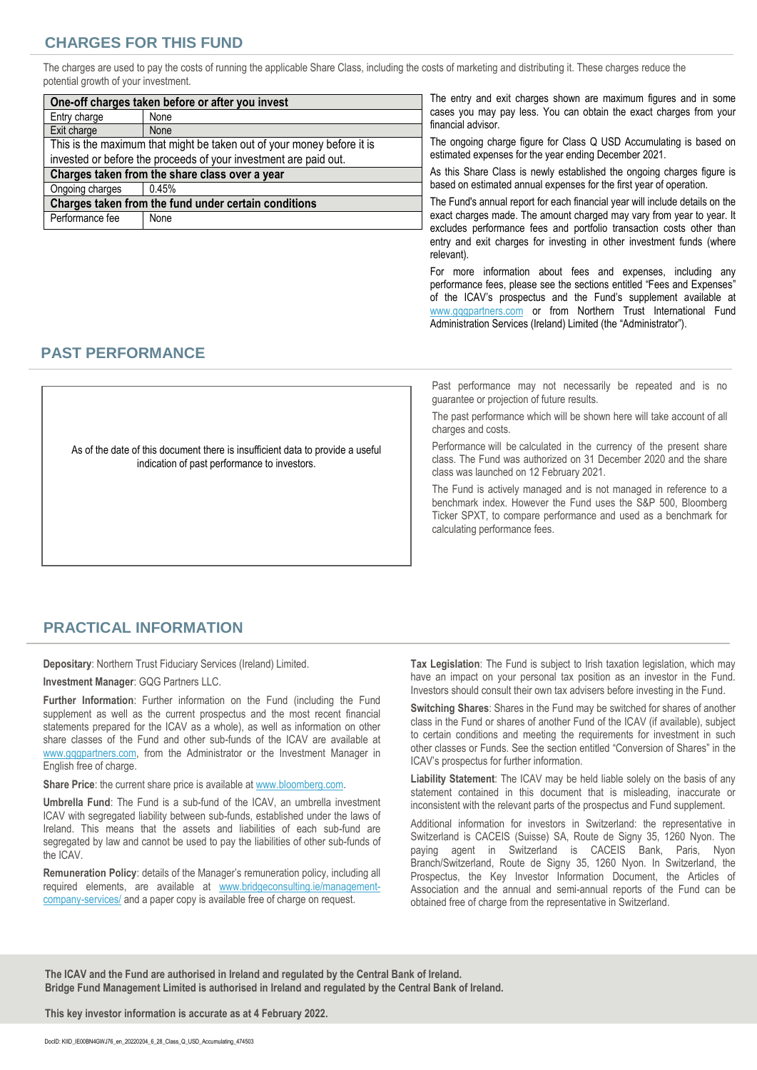## CHARGES FOR THIS FUND

The charges are used to pay the costs of running the applicable Share Class, including the costs of marketing and distributing it. These charges reduce the potential growth of your investment.

| One-off charges taken before or after you invest | |
|---|---|
| Entry charge | None |
| Exit charge | None |
| This is the maximum that might be taken out of your money before it is invested or before the proceeds of your investment are paid out. | |
| **Charges taken from the share class over a year** | |
| Ongoing charges | 0.45% |
| **Charges taken from the fund under certain conditions** | |
| Performance fee | None |

The entry and exit charges shown are maximum figures and in some cases you may pay less. You can obtain the exact charges from your financial advisor.

The ongoing charge figure for Class Q USD Accumulating is based on estimated expenses for the year ending December 2021.

As this Share Class is newly established the ongoing charges figure is based on estimated annual expenses for the first year of operation.

The Fund's annual report for each financial year will include details on the exact charges made. The amount charged may vary from year to year. It excludes performance fees and portfolio transaction costs other than entry and exit charges for investing in other investment funds (where relevant).

For more information about fees and expenses, including any performance fees, please see the sections entitled "Fees and Expenses" of the ICAV's prospectus and the Fund's supplement available at www.gqgpartners.com or from Northern Trust International Fund Administration Services (Ireland) Limited (the "Administrator").

## PAST PERFORMANCE

As of the date of this document there is insufficient data to provide a useful indication of past performance to investors.

Past performance may not necessarily be repeated and is no guarantee or projection of future results.

The past performance which will be shown here will take account of all charges and costs.

Performance will be calculated in the currency of the present share class. The Fund was authorized on 31 December 2020 and the share class was launched on 12 February 2021.

The Fund is actively managed and is not managed in reference to a benchmark index. However the Fund uses the S&P 500, Bloomberg Ticker SPXT, to compare performance and used as a benchmark for calculating performance fees.

## PRACTICAL INFORMATION

**Depositary**: Northern Trust Fiduciary Services (Ireland) Limited.

**Investment Manager**: GQG Partners LLC.

**Further Information**: Further information on the Fund (including the Fund supplement as well as the current prospectus and the most recent financial statements prepared for the ICAV as a whole), as well as information on other share classes of the Fund and other sub-funds of the ICAV are available at www.gqgpartners.com, from the Administrator or the Investment Manager in English free of charge.

**Share Price**: the current share price is available at www.bloomberg.com.

**Umbrella Fund**: The Fund is a sub-fund of the ICAV, an umbrella investment ICAV with segregated liability between sub-funds, established under the laws of Ireland. This means that the assets and liabilities of each sub-fund are segregated by law and cannot be used to pay the liabilities of other sub-funds of the ICAV.

**Remuneration Policy**: details of the Manager's remuneration policy, including all required elements, are available at www.bridgeconsulting.ie/management-company-services/ and a paper copy is available free of charge on request.

**Tax Legislation**: The Fund is subject to Irish taxation legislation, which may have an impact on your personal tax position as an investor in the Fund. Investors should consult their own tax advisers before investing in the Fund.

**Switching Shares**: Shares in the Fund may be switched for shares of another class in the Fund or shares of another Fund of the ICAV (if available), subject to certain conditions and meeting the requirements for investment in such other classes or Funds. See the section entitled "Conversion of Shares" in the ICAV's prospectus for further information.

**Liability Statement**: The ICAV may be held liable solely on the basis of any statement contained in this document that is misleading, inaccurate or inconsistent with the relevant parts of the prospectus and Fund supplement.

Additional information for investors in Switzerland: the representative in Switzerland is CACEIS (Suisse) SA, Route de Signy 35, 1260 Nyon. The paying agent in Switzerland is CACEIS Bank, Paris, Nyon Branch/Switzerland, Route de Signy 35, 1260 Nyon. In Switzerland, the Prospectus, the Key Investor Information Document, the Articles of Association and the annual and semi-annual reports of the Fund can be obtained free of charge from the representative in Switzerland.

**The ICAV and the Fund are authorised in Ireland and regulated by the Central Bank of Ireland.**
**Bridge Fund Management Limited is authorised in Ireland and regulated by the Central Bank of Ireland.**

**This key investor information is accurate as at 4 February 2022.**

DocID: KIID_IE00BN4GWJ76_en_20220204_6_28_Class_Q_USD_Accumulating_474503